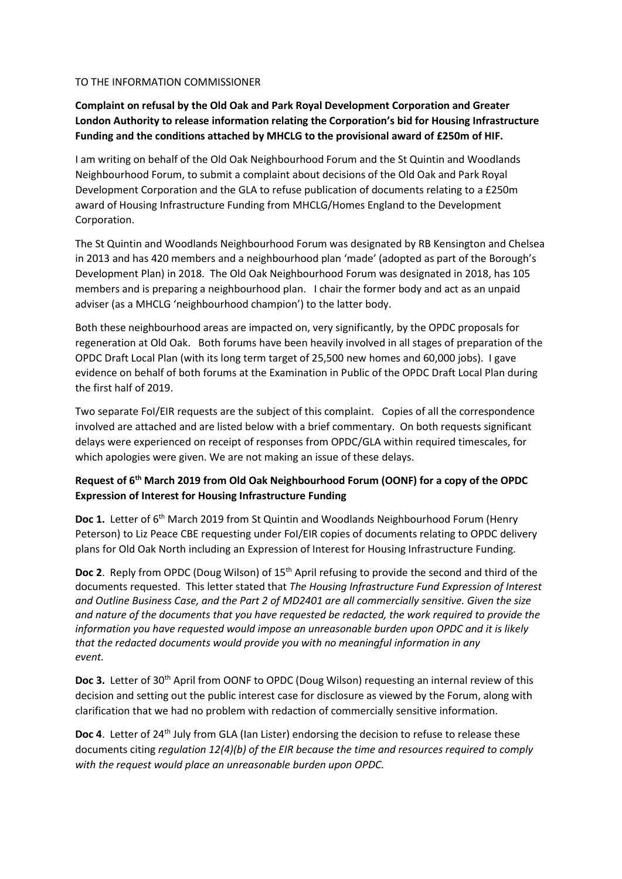TO THE INFORMATION COMMISSIONER

**Complaint on refusal by the Old Oak and Park Royal Development Corporation and Greater London Authority to release information relating the Corporation's bid for Housing Infrastructure Funding and the conditions attached by MHCLG to the provisional award of £250m of HIF.**

I am writing on behalf of the Old Oak Neighbourhood Forum and the St Quintin and Woodlands Neighbourhood Forum, to submit a complaint about decisions of the Old Oak and Park Royal Development Corporation and the GLA to refuse publication of documents relating to a £250m award of Housing Infrastructure Funding from MHCLG/Homes England to the Development Corporation.

The St Quintin and Woodlands Neighbourhood Forum was designated by RB Kensington and Chelsea in 2013 and has 420 members and a neighbourhood plan 'made' (adopted as part of the Borough's Development Plan) in 2018. The Old Oak Neighbourhood Forum was designated in 2018, has 105 members and is preparing a neighbourhood plan. I chair the former body and act as an unpaid adviser (as a MHCLG 'neighbourhood champion') to the latter body.

Both these neighbourhood areas are impacted on, very significantly, by the OPDC proposals for regeneration at Old Oak. Both forums have been heavily involved in all stages of preparation of the OPDC Draft Local Plan (with its long term target of 25,500 new homes and 60,000 jobs). I gave evidence on behalf of both forums at the Examination in Public of the OPDC Draft Local Plan during the first half of 2019.

Two separate FoI/EIR requests are the subject of this complaint. Copies of all the correspondence involved are attached and are listed below with a brief commentary. On both requests significant delays were experienced on receipt of responses from OPDC/GLA within required timescales, for which apologies were given. We are not making an issue of these delays.

**Request of 6th March 2019 from Old Oak Neighbourhood Forum (OONF) for a copy of the OPDC Expression of Interest for Housing Infrastructure Funding**

**Doc 1.** Letter of 6th March 2019 from St Quintin and Woodlands Neighbourhood Forum (Henry Peterson) to Liz Peace CBE requesting under FoI/EIR copies of documents relating to OPDC delivery plans for Old Oak North including an Expression of Interest for Housing Infrastructure Funding.

**Doc 2**. Reply from OPDC (Doug Wilson) of 15th April refusing to provide the second and third of the documents requested. This letter stated that *The Housing Infrastructure Fund Expression of Interest and Outline Business Case, and the Part 2 of MD2401 are all commercially sensitive. Given the size and nature of the documents that you have requested be redacted, the work required to provide the information you have requested would impose an unreasonable burden upon OPDC and it is likely that the redacted documents would provide you with no meaningful information in any event.*

**Doc 3.** Letter of 30th April from OONF to OPDC (Doug Wilson) requesting an internal review of this decision and setting out the public interest case for disclosure as viewed by the Forum, along with clarification that we had no problem with redaction of commercially sensitive information.

**Doc 4**. Letter of 24th July from GLA (Ian Lister) endorsing the decision to refuse to release these documents citing *regulation 12(4)(b) of the EIR because the time and resources required to comply with the request would place an unreasonable burden upon OPDC.*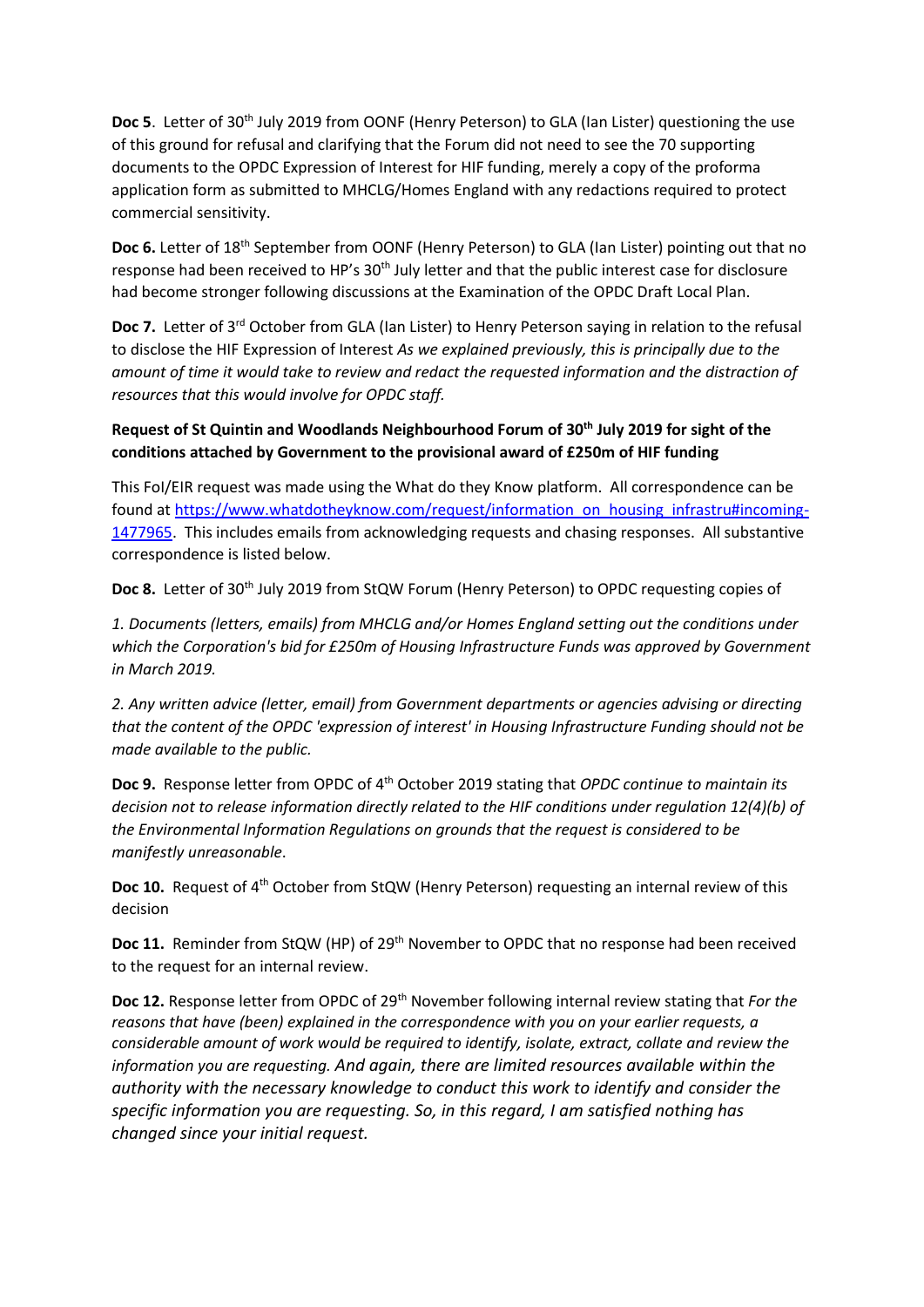**Doc 5**. Letter of 30th July 2019 from OONF (Henry Peterson) to GLA (Ian Lister) questioning the use of this ground for refusal and clarifying that the Forum did not need to see the 70 supporting documents to the OPDC Expression of Interest for HIF funding, merely a copy of the proforma application form as submitted to MHCLG/Homes England with any redactions required to protect commercial sensitivity.

**Doc 6.** Letter of 18th September from OONF (Henry Peterson) to GLA (Ian Lister) pointing out that no response had been received to HP's 30th July letter and that the public interest case for disclosure had become stronger following discussions at the Examination of the OPDC Draft Local Plan.

**Doc 7.** Letter of 3rd October from GLA (Ian Lister) to Henry Peterson saying in relation to the refusal to disclose the HIF Expression of Interest *As we explained previously, this is principally due to the amount of time it would take to review and redact the requested information and the distraction of resources that this would involve for OPDC staff.*

**Request of St Quintin and Woodlands Neighbourhood Forum of 30th July 2019 for sight of the conditions attached by Government to the provisional award of £250m of HIF funding**

This FoI/EIR request was made using the What do they Know platform. All correspondence can be found at [https://www.whatdotheyknow.com/request/information_on_housing_infrastru#incoming-1477965](https://www.whatdotheyknow.com/request/information_on_housing_infrastru#incoming-1477965). This includes emails from acknowledging requests and chasing responses. All substantive correspondence is listed below.

**Doc 8.** Letter of 30th July 2019 from StQW Forum (Henry Peterson) to OPDC requesting copies of

*1. Documents (letters, emails) from MHCLG and/or Homes England setting out the conditions under which the Corporation's bid for £250m of Housing Infrastructure Funds was approved by Government in March 2019.*

*2. Any written advice (letter, email) from Government departments or agencies advising or directing that the content of the OPDC 'expression of interest' in Housing Infrastructure Funding should not be made available to the public.*

**Doc 9.** Response letter from OPDC of 4th October 2019 stating that *OPDC continue to maintain its decision not to release information directly related to the HIF conditions under regulation 12(4)(b) of the Environmental Information Regulations on grounds that the request is considered to be manifestly unreasonable*.

**Doc 10.** Request of 4th October from StQW (Henry Peterson) requesting an internal review of this decision

**Doc 11.** Reminder from StQW (HP) of 29th November to OPDC that no response had been received to the request for an internal review.

**Doc 12.** Response letter from OPDC of 29th November following internal review stating that *For the reasons that have (been) explained in the correspondence with you on your earlier requests, a considerable amount of work would be required to identify, isolate, extract, collate and review the information you are requesting. And again, there are limited resources available within the authority with the necessary knowledge to conduct this work to identify and consider the specific information you are requesting. So, in this regard, I am satisfied nothing has changed since your initial request.*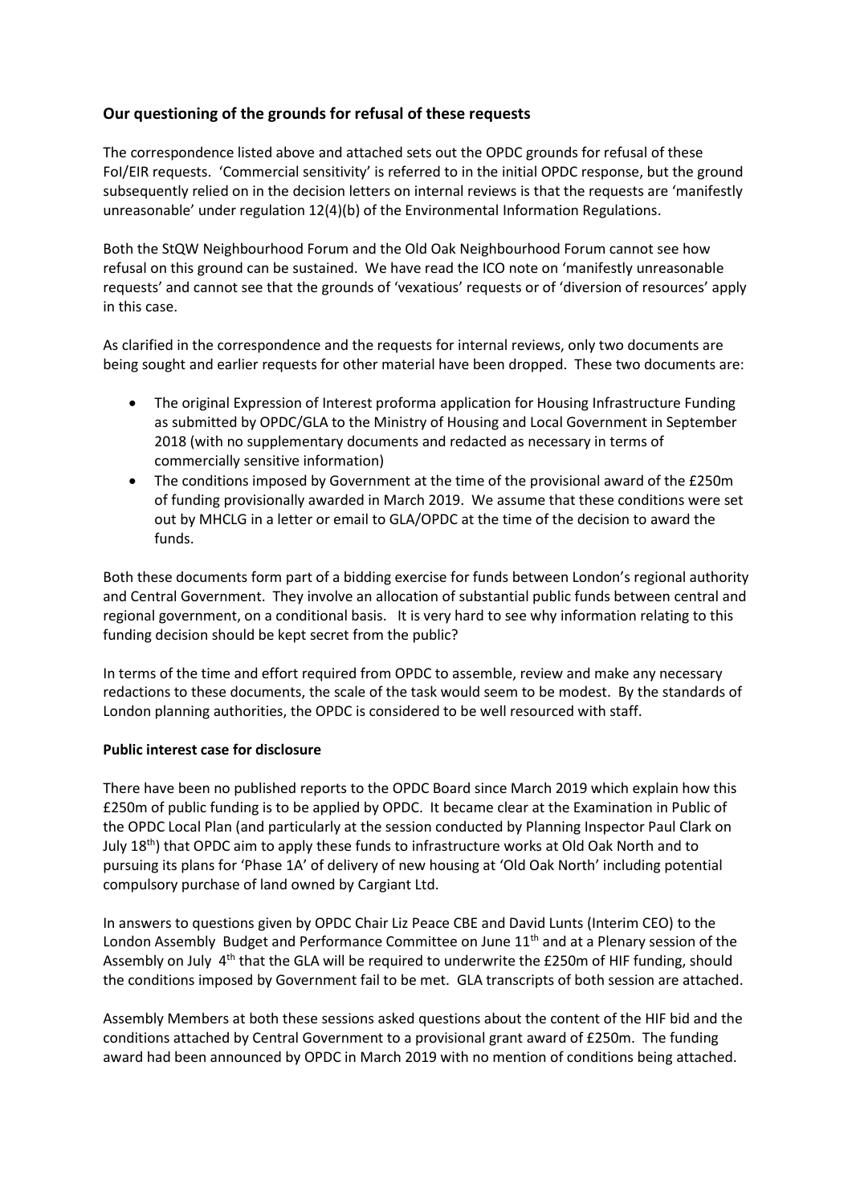## Our questioning of the grounds for refusal of these requests

The correspondence listed above and attached sets out the OPDC grounds for refusal of these FoI/EIR requests. 'Commercial sensitivity' is referred to in the initial OPDC response, but the ground subsequently relied on in the decision letters on internal reviews is that the requests are 'manifestly unreasonable' under regulation 12(4)(b) of the Environmental Information Regulations.

Both the StQW Neighbourhood Forum and the Old Oak Neighbourhood Forum cannot see how refusal on this ground can be sustained. We have read the ICO note on 'manifestly unreasonable requests' and cannot see that the grounds of 'vexatious' requests or of 'diversion of resources' apply in this case.

As clarified in the correspondence and the requests for internal reviews, only two documents are being sought and earlier requests for other material have been dropped. These two documents are:

- The original Expression of Interest proforma application for Housing Infrastructure Funding as submitted by OPDC/GLA to the Ministry of Housing and Local Government in September 2018 (with no supplementary documents and redacted as necessary in terms of commercially sensitive information)
- The conditions imposed by Government at the time of the provisional award of the £250m of funding provisionally awarded in March 2019. We assume that these conditions were set out by MHCLG in a letter or email to GLA/OPDC at the time of the decision to award the funds.

Both these documents form part of a bidding exercise for funds between London's regional authority and Central Government. They involve an allocation of substantial public funds between central and regional government, on a conditional basis. It is very hard to see why information relating to this funding decision should be kept secret from the public?

In terms of the time and effort required from OPDC to assemble, review and make any necessary redactions to these documents, the scale of the task would seem to be modest. By the standards of London planning authorities, the OPDC is considered to be well resourced with staff.

### Public interest case for disclosure

There have been no published reports to the OPDC Board since March 2019 which explain how this £250m of public funding is to be applied by OPDC. It became clear at the Examination in Public of the OPDC Local Plan (and particularly at the session conducted by Planning Inspector Paul Clark on July 18th) that OPDC aim to apply these funds to infrastructure works at Old Oak North and to pursuing its plans for 'Phase 1A' of delivery of new housing at 'Old Oak North' including potential compulsory purchase of land owned by Cargiant Ltd.

In answers to questions given by OPDC Chair Liz Peace CBE and David Lunts (Interim CEO) to the London Assembly Budget and Performance Committee on June 11th and at a Plenary session of the Assembly on July 4th that the GLA will be required to underwrite the £250m of HIF funding, should the conditions imposed by Government fail to be met. GLA transcripts of both session are attached.

Assembly Members at both these sessions asked questions about the content of the HIF bid and the conditions attached by Central Government to a provisional grant award of £250m. The funding award had been announced by OPDC in March 2019 with no mention of conditions being attached.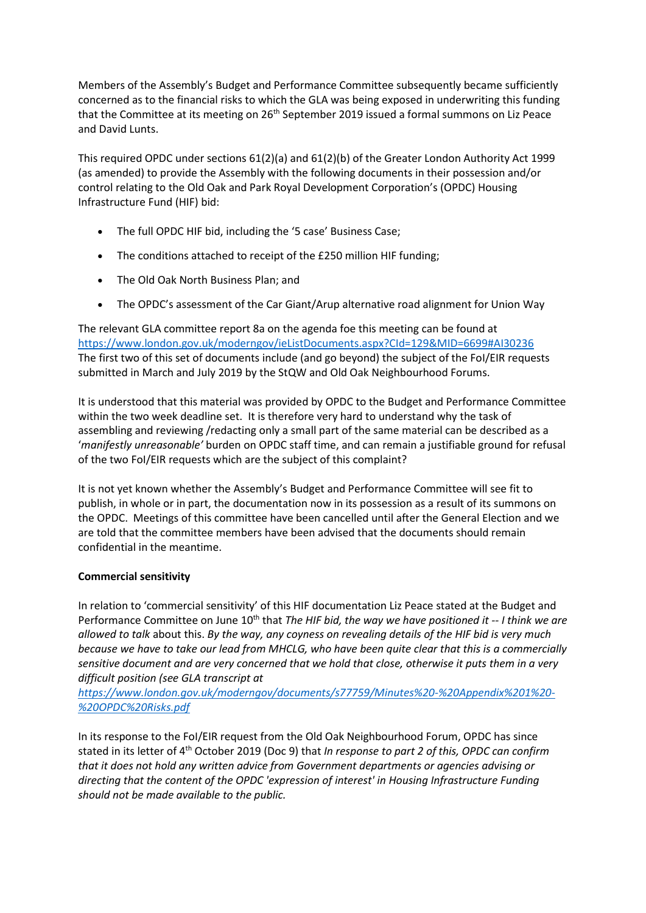Members of the Assembly's Budget and Performance Committee subsequently became sufficiently concerned as to the financial risks to which the GLA was being exposed in underwriting this funding that the Committee at its meeting on 26th September 2019 issued a formal summons on Liz Peace and David Lunts.

This required OPDC under sections 61(2)(a) and 61(2)(b) of the Greater London Authority Act 1999 (as amended) to provide the Assembly with the following documents in their possession and/or control relating to the Old Oak and Park Royal Development Corporation's (OPDC) Housing Infrastructure Fund (HIF) bid:

- The full OPDC HIF bid, including the '5 case' Business Case;
- The conditions attached to receipt of the £250 million HIF funding;
- The Old Oak North Business Plan; and
- The OPDC's assessment of the Car Giant/Arup alternative road alignment for Union Way

The relevant GLA committee report 8a on the agenda foe this meeting can be found at https://www.london.gov.uk/moderngov/ieListDocuments.aspx?CId=129&MID=6699#AI30236 The first two of this set of documents include (and go beyond) the subject of the FoI/EIR requests submitted in March and July 2019 by the StQW and Old Oak Neighbourhood Forums.

It is understood that this material was provided by OPDC to the Budget and Performance Committee within the two week deadline set. It is therefore very hard to understand why the task of assembling and reviewing /redacting only a small part of the same material can be described as a '*manifestly unreasonable'* burden on OPDC staff time, and can remain a justifiable ground for refusal of the two FoI/EIR requests which are the subject of this complaint?

It is not yet known whether the Assembly's Budget and Performance Committee will see fit to publish, in whole or in part, the documentation now in its possession as a result of its summons on the OPDC. Meetings of this committee have been cancelled until after the General Election and we are told that the committee members have been advised that the documents should remain confidential in the meantime.

**Commercial sensitivity**

In relation to 'commercial sensitivity' of this HIF documentation Liz Peace stated at the Budget and Performance Committee on June 10th that *The HIF bid, the way we have positioned it -- I think we are allowed to talk* about this. *By the way, any coyness on revealing details of the HIF bid is very much because we have to take our lead from MHCLG, who have been quite clear that this is a commercially sensitive document and are very concerned that we hold that close, otherwise it puts them in a very difficult position (see GLA transcript at* *https://www.london.gov.uk/moderngov/documents/s77759/Minutes%20-%20Appendix%201%20-%20OPDC%20Risks.pdf*

In its response to the FoI/EIR request from the Old Oak Neighbourhood Forum, OPDC has since stated in its letter of 4th October 2019 (Doc 9) that *In response to part 2 of this, OPDC can confirm that it does not hold any written advice from Government departments or agencies advising or directing that the content of the OPDC 'expression of interest' in Housing Infrastructure Funding should not be made available to the public.*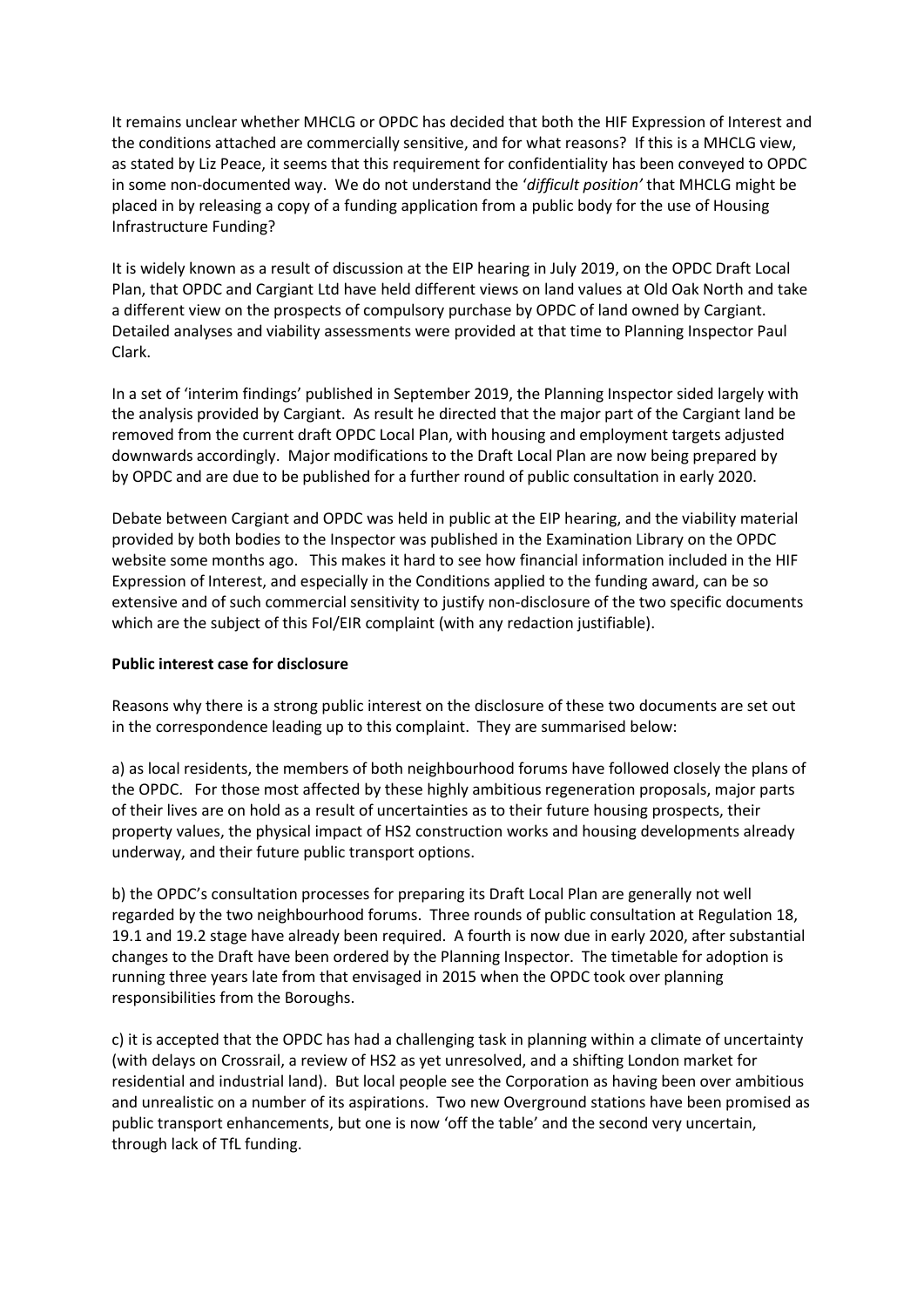It remains unclear whether MHCLG or OPDC has decided that both the HIF Expression of Interest and the conditions attached are commercially sensitive, and for what reasons? If this is a MHCLG view, as stated by Liz Peace, it seems that this requirement for confidentiality has been conveyed to OPDC in some non-documented way. We do not understand the '*difficult position'* that MHCLG might be placed in by releasing a copy of a funding application from a public body for the use of Housing Infrastructure Funding?

It is widely known as a result of discussion at the EIP hearing in July 2019, on the OPDC Draft Local Plan, that OPDC and Cargiant Ltd have held different views on land values at Old Oak North and take a different view on the prospects of compulsory purchase by OPDC of land owned by Cargiant. Detailed analyses and viability assessments were provided at that time to Planning Inspector Paul Clark.

In a set of 'interim findings' published in September 2019, the Planning Inspector sided largely with the analysis provided by Cargiant. As result he directed that the major part of the Cargiant land be removed from the current draft OPDC Local Plan, with housing and employment targets adjusted downwards accordingly. Major modifications to the Draft Local Plan are now being prepared by by OPDC and are due to be published for a further round of public consultation in early 2020.

Debate between Cargiant and OPDC was held in public at the EIP hearing, and the viability material provided by both bodies to the Inspector was published in the Examination Library on the OPDC website some months ago. This makes it hard to see how financial information included in the HIF Expression of Interest, and especially in the Conditions applied to the funding award, can be so extensive and of such commercial sensitivity to justify non-disclosure of the two specific documents which are the subject of this FoI/EIR complaint (with any redaction justifiable).

**Public interest case for disclosure**

Reasons why there is a strong public interest on the disclosure of these two documents are set out in the correspondence leading up to this complaint. They are summarised below:

a) as local residents, the members of both neighbourhood forums have followed closely the plans of the OPDC. For those most affected by these highly ambitious regeneration proposals, major parts of their lives are on hold as a result of uncertainties as to their future housing prospects, their property values, the physical impact of HS2 construction works and housing developments already underway, and their future public transport options.

b) the OPDC's consultation processes for preparing its Draft Local Plan are generally not well regarded by the two neighbourhood forums. Three rounds of public consultation at Regulation 18, 19.1 and 19.2 stage have already been required. A fourth is now due in early 2020, after substantial changes to the Draft have been ordered by the Planning Inspector. The timetable for adoption is running three years late from that envisaged in 2015 when the OPDC took over planning responsibilities from the Boroughs.

c) it is accepted that the OPDC has had a challenging task in planning within a climate of uncertainty (with delays on Crossrail, a review of HS2 as yet unresolved, and a shifting London market for residential and industrial land). But local people see the Corporation as having been over ambitious and unrealistic on a number of its aspirations. Two new Overground stations have been promised as public transport enhancements, but one is now 'off the table' and the second very uncertain, through lack of TfL funding.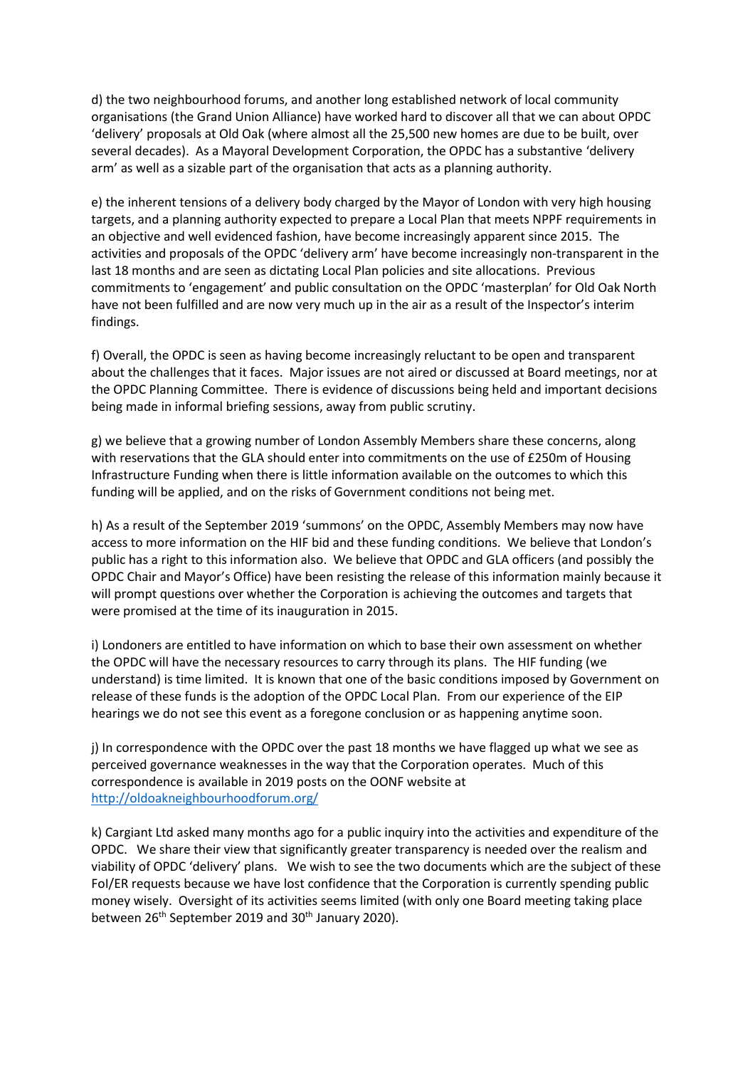d) the two neighbourhood forums, and another long established network of local community organisations (the Grand Union Alliance) have worked hard to discover all that we can about OPDC 'delivery' proposals at Old Oak (where almost all the 25,500 new homes are due to be built, over several decades). As a Mayoral Development Corporation, the OPDC has a substantive 'delivery arm' as well as a sizable part of the organisation that acts as a planning authority.

e) the inherent tensions of a delivery body charged by the Mayor of London with very high housing targets, and a planning authority expected to prepare a Local Plan that meets NPPF requirements in an objective and well evidenced fashion, have become increasingly apparent since 2015. The activities and proposals of the OPDC 'delivery arm' have become increasingly non-transparent in the last 18 months and are seen as dictating Local Plan policies and site allocations. Previous commitments to 'engagement' and public consultation on the OPDC 'masterplan' for Old Oak North have not been fulfilled and are now very much up in the air as a result of the Inspector's interim findings.

f) Overall, the OPDC is seen as having become increasingly reluctant to be open and transparent about the challenges that it faces. Major issues are not aired or discussed at Board meetings, nor at the OPDC Planning Committee. There is evidence of discussions being held and important decisions being made in informal briefing sessions, away from public scrutiny.

g) we believe that a growing number of London Assembly Members share these concerns, along with reservations that the GLA should enter into commitments on the use of £250m of Housing Infrastructure Funding when there is little information available on the outcomes to which this funding will be applied, and on the risks of Government conditions not being met.

h) As a result of the September 2019 'summons' on the OPDC, Assembly Members may now have access to more information on the HIF bid and these funding conditions. We believe that London's public has a right to this information also. We believe that OPDC and GLA officers (and possibly the OPDC Chair and Mayor's Office) have been resisting the release of this information mainly because it will prompt questions over whether the Corporation is achieving the outcomes and targets that were promised at the time of its inauguration in 2015.

i) Londoners are entitled to have information on which to base their own assessment on whether the OPDC will have the necessary resources to carry through its plans. The HIF funding (we understand) is time limited. It is known that one of the basic conditions imposed by Government on release of these funds is the adoption of the OPDC Local Plan. From our experience of the EIP hearings we do not see this event as a foregone conclusion or as happening anytime soon.

j) In correspondence with the OPDC over the past 18 months we have flagged up what we see as perceived governance weaknesses in the way that the Corporation operates. Much of this correspondence is available in 2019 posts on the OONF website at [http://oldoakneighbourhoodforum.org/](http://oldoakneighbourhoodforum.org/)

k) Cargiant Ltd asked many months ago for a public inquiry into the activities and expenditure of the OPDC. We share their view that significantly greater transparency is needed over the realism and viability of OPDC 'delivery' plans. We wish to see the two documents which are the subject of these FoI/ER requests because we have lost confidence that the Corporation is currently spending public money wisely. Oversight of its activities seems limited (with only one Board meeting taking place between 26th September 2019 and 30th January 2020).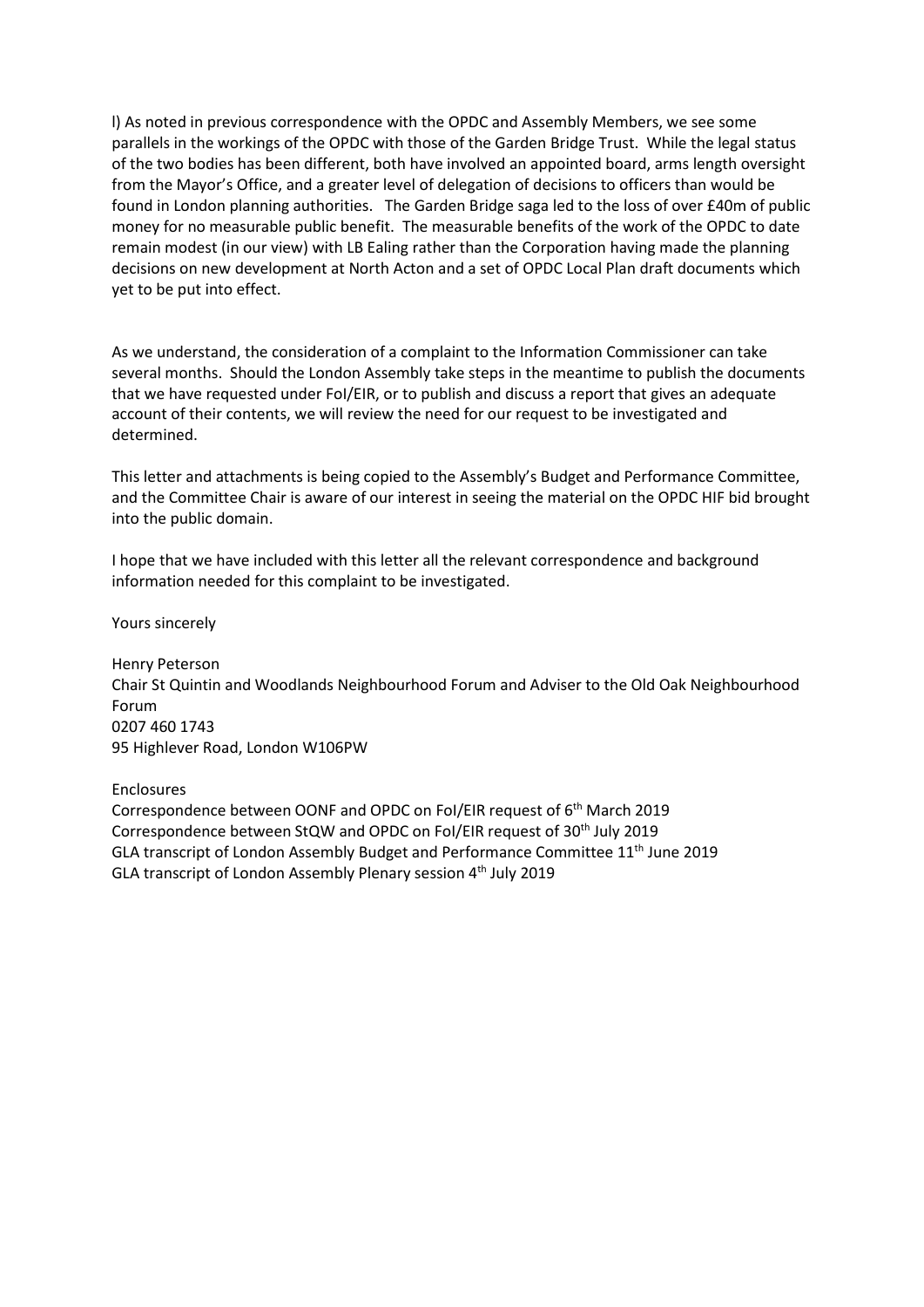l) As noted in previous correspondence with the OPDC and Assembly Members, we see some parallels in the workings of the OPDC with those of the Garden Bridge Trust. While the legal status of the two bodies has been different, both have involved an appointed board, arms length oversight from the Mayor's Office, and a greater level of delegation of decisions to officers than would be found in London planning authorities. The Garden Bridge saga led to the loss of over £40m of public money for no measurable public benefit. The measurable benefits of the work of the OPDC to date remain modest (in our view) with LB Ealing rather than the Corporation having made the planning decisions on new development at North Acton and a set of OPDC Local Plan draft documents which yet to be put into effect.

As we understand, the consideration of a complaint to the Information Commissioner can take several months. Should the London Assembly take steps in the meantime to publish the documents that we have requested under FoI/EIR, or to publish and discuss a report that gives an adequate account of their contents, we will review the need for our request to be investigated and determined.

This letter and attachments is being copied to the Assembly's Budget and Performance Committee, and the Committee Chair is aware of our interest in seeing the material on the OPDC HIF bid brought into the public domain.

I hope that we have included with this letter all the relevant correspondence and background information needed for this complaint to be investigated.

Yours sincerely

Henry Peterson
Chair St Quintin and Woodlands Neighbourhood Forum and Adviser to the Old Oak Neighbourhood Forum
0207 460 1743
95 Highlever Road, London W106PW

Enclosures
Correspondence between OONF and OPDC on FoI/EIR request of 6th March 2019
Correspondence between StQW and OPDC on FoI/EIR request of 30th July 2019
GLA transcript of London Assembly Budget and Performance Committee 11th June 2019
GLA transcript of London Assembly Plenary session 4th July 2019